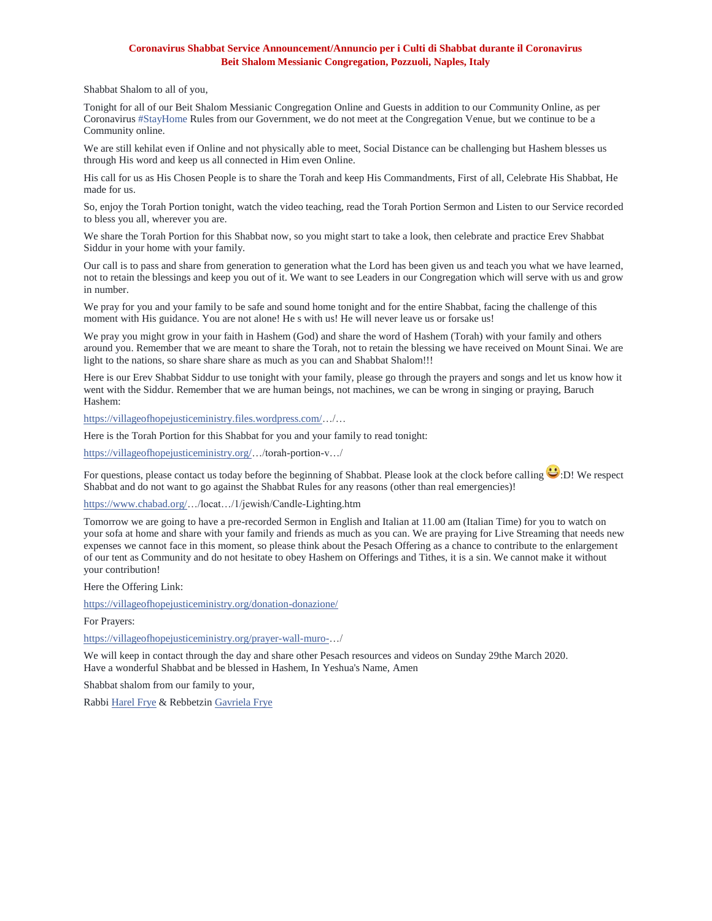**Coronavirus Shabbat Service Announcement/Annuncio per i Culti di Shabbat durante il Coronavirus**
**Beit Shalom Messianic Congregation, Pozzuoli, Naples, Italy**

Shabbat Shalom to all of you,

Tonight for all of our Beit Shalom Messianic Congregation Online and Guests in addition to our Community Online, as per Coronavirus #StayHome Rules from our Government, we do not meet at the Congregation Venue, but we continue to be a Community online.

We are still kehilat even if Online and not physically able to meet, Social Distance can be challenging but Hashem blesses us through His word and keep us all connected in Him even Online.

His call for us as His Chosen People is to share the Torah and keep His Commandments, First of all, Celebrate His Shabbat, He made for us.

So, enjoy the Torah Portion tonight, watch the video teaching, read the Torah Portion Sermon and Listen to our Service recorded to bless you all, wherever you are.

We share the Torah Portion for this Shabbat now, so you might start to take a look, then celebrate and practice Erev Shabbat Siddur in your home with your family.

Our call is to pass and share from generation to generation what the Lord has been given us and teach you what we have learned, not to retain the blessings and keep you out of it. We want to see Leaders in our Congregation which will serve with us and grow in number.

We pray for you and your family to be safe and sound home tonight and for the entire Shabbat, facing the challenge of this moment with His guidance. You are not alone! He s with us! He will never leave us or forsake us!

We pray you might grow in your faith in Hashem (God) and share the word of Hashem (Torah) with your family and others around you. Remember that we are meant to share the Torah, not to retain the blessing we have received on Mount Sinai. We are light to the nations, so share share share as much as you can and Shabbat Shalom!!!

Here is our Erev Shabbat Siddur to use tonight with your family, please go through the prayers and songs and let us know how it went with the Siddur. Remember that we are human beings, not machines, we can be wrong in singing or praying, Baruch Hashem:

https://villageofhopejusticeministry.files.wordpress.com/…/…

Here is the Torah Portion for this Shabbat for you and your family to read tonight:

https://villageofhopejusticeministry.org/…/torah-portion-v…/

For questions, please contact us today before the beginning of Shabbat. Please look at the clock before calling 😀:D! We respect Shabbat and do not want to go against the Shabbat Rules for any reasons (other than real emergencies)!

https://www.chabad.org/…/locat…/1/jewish/Candle-Lighting.htm

Tomorrow we are going to have a pre-recorded Sermon in English and Italian at 11.00 am (Italian Time) for you to watch on your sofa at home and share with your family and friends as much as you can. We are praying for Live Streaming that needs new expenses we cannot face in this moment, so please think about the Pesach Offering as a chance to contribute to the enlargement of our tent as Community and do not hesitate to obey Hashem on Offerings and Tithes, it is a sin. We cannot make it without your contribution!

Here the Offering Link:

https://villageofhopejusticeministry.org/donation-donazione/

For Prayers:

https://villageofhopejusticeministry.org/prayer-wall-muro-…/

We will keep in contact through the day and share other Pesach resources and videos on Sunday 29the March 2020.
Have a wonderful Shabbat and be blessed in Hashem, In Yeshua's Name, Amen

Shabbat shalom from our family to your,

Rabbi Harel Frye & Rebbetzin Gavriela Frye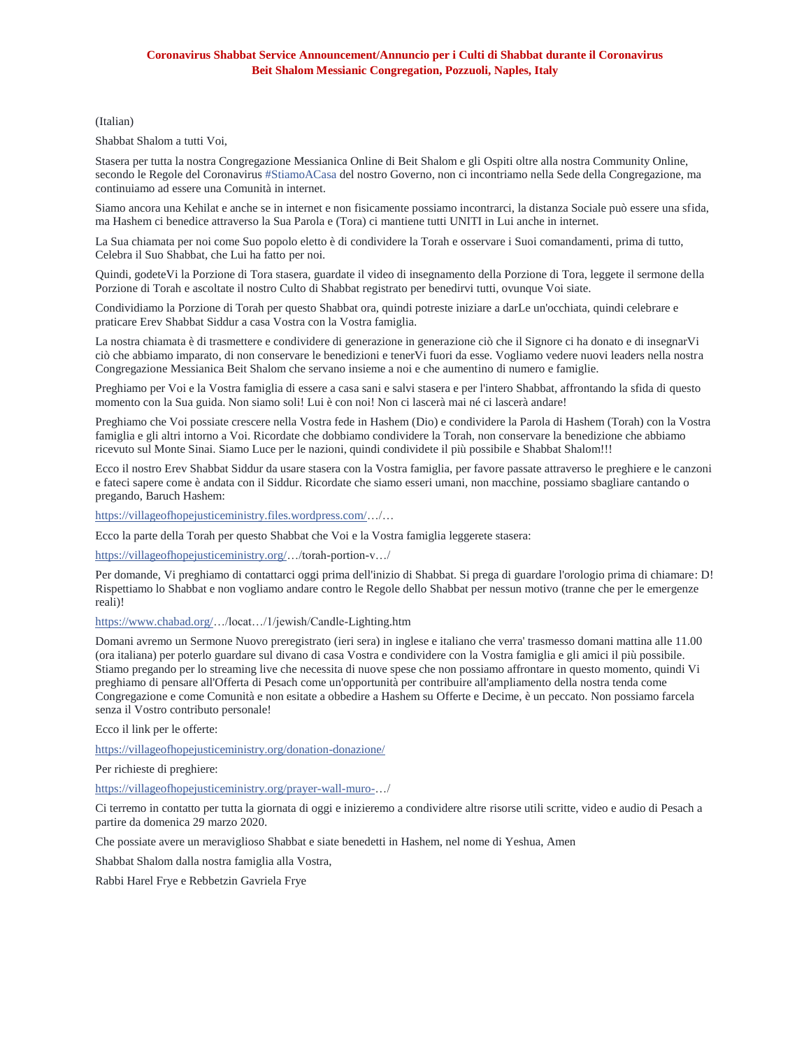**Coronavirus Shabbat Service Announcement/Annuncio per i Culti di Shabbat durante il Coronavirus**
**Beit Shalom Messianic Congregation, Pozzuoli, Naples, Italy**

(Italian)

Shabbat Shalom a tutti Voi,

Stasera per tutta la nostra Congregazione Messianica Online di Beit Shalom e gli Ospiti oltre alla nostra Community Online, secondo le Regole del Coronavirus #StiamoACasa del nostro Governo, non ci incontriamo nella Sede della Congregazione, ma continuiamo ad essere una Comunità in internet.

Siamo ancora una Kehilat e anche se in internet e non fisicamente possiamo incontrarci, la distanza Sociale può essere una sfida, ma Hashem ci benedice attraverso la Sua Parola e (Tora) ci mantiene tutti UNITI in Lui anche in internet.

La Sua chiamata per noi come Suo popolo eletto è di condividere la Torah e osservare i Suoi comandamenti, prima di tutto, Celebra il Suo Shabbat, che Lui ha fatto per noi.

Quindi, godeteVi la Porzione di Tora stasera, guardate il video di insegnamento della Porzione di Tora, leggete il sermone della Porzione di Torah e ascoltate il nostro Culto di Shabbat registrato per benedirvi tutti, ovunque Voi siate.

Condividiamo la Porzione di Torah per questo Shabbat ora, quindi potreste iniziare a darLe un'occhiata, quindi celebrare e praticare Erev Shabbat Siddur a casa Vostra con la Vostra famiglia.

La nostra chiamata è di trasmettere e condividere di generazione in generazione ciò che il Signore ci ha donato e di insegnarVi ciò che abbiamo imparato, di non conservare le benedizioni e tenerVi fuori da esse. Vogliamo vedere nuovi leaders nella nostra Congregazione Messianica Beit Shalom che servano insieme a noi e che aumentino di numero e famiglie.

Preghiamo per Voi e la Vostra famiglia di essere a casa sani e salvi stasera e per l'intero Shabbat, affrontando la sfida di questo momento con la Sua guida. Non siamo soli! Lui è con noi! Non ci lascerà mai né ci lascerà andare!

Preghiamo che Voi possiate crescere nella Vostra fede in Hashem (Dio) e condividere la Parola di Hashem (Torah) con la Vostra famiglia e gli altri intorno a Voi. Ricordate che dobbiamo condividere la Torah, non conservare la benedizione che abbiamo ricevuto sul Monte Sinai. Siamo Luce per le nazioni, quindi condividete il più possibile e Shabbat Shalom!!!

Ecco il nostro Erev Shabbat Siddur da usare stasera con la Vostra famiglia, per favore passate attraverso le preghiere e le canzoni e fateci sapere come è andata con il Siddur. Ricordate che siamo esseri umani, non macchine, possiamo sbagliare cantando o pregando, Baruch Hashem:

https://villageofhopejusticeministry.files.wordpress.com/…/…

Ecco la parte della Torah per questo Shabbat che Voi e la Vostra famiglia leggerete stasera:

https://villageofhopejusticeministry.org/…/torah-portion-v…/

Per domande, Vi preghiamo di contattarci oggi prima dell'inizio di Shabbat. Si prega di guardare l'orologio prima di chiamare: D! Rispettiamo lo Shabbat e non vogliamo andare contro le Regole dello Shabbat per nessun motivo (tranne che per le emergenze reali)!

https://www.chabad.org/…/locat…/1/jewish/Candle-Lighting.htm

Domani avremo un Sermone Nuovo preregistrato (ieri sera) in inglese e italiano che verra' trasmesso domani mattina alle 11.00 (ora italiana) per poterlo guardare sul divano di casa Vostra e condividere con la Vostra famiglia e gli amici il più possibile. Stiamo pregando per lo streaming live che necessita di nuove spese che non possiamo affrontare in questo momento, quindi Vi preghiamo di pensare all'Offerta di Pesach come un'opportunità per contribuire all'ampliamento della nostra tenda come Congregazione e come Comunità e non esitate a obbedire a Hashem su Offerte e Decime, è un peccato. Non possiamo farcela senza il Vostro contributo personale!

Ecco il link per le offerte:

https://villageofhopejusticeministry.org/donation-donazione/

Per richieste di preghiere:

https://villageofhopejusticeministry.org/prayer-wall-muro-…/

Ci terremo in contatto per tutta la giornata di oggi e inizieremo a condividere altre risorse utili scritte, video e audio di Pesach a partire da domenica 29 marzo 2020.

Che possiate avere un meraviglioso Shabbat e siate benedetti in Hashem, nel nome di Yeshua, Amen

Shabbat Shalom dalla nostra famiglia alla Vostra,

Rabbi Harel Frye e Rebbetzin Gavriela Frye